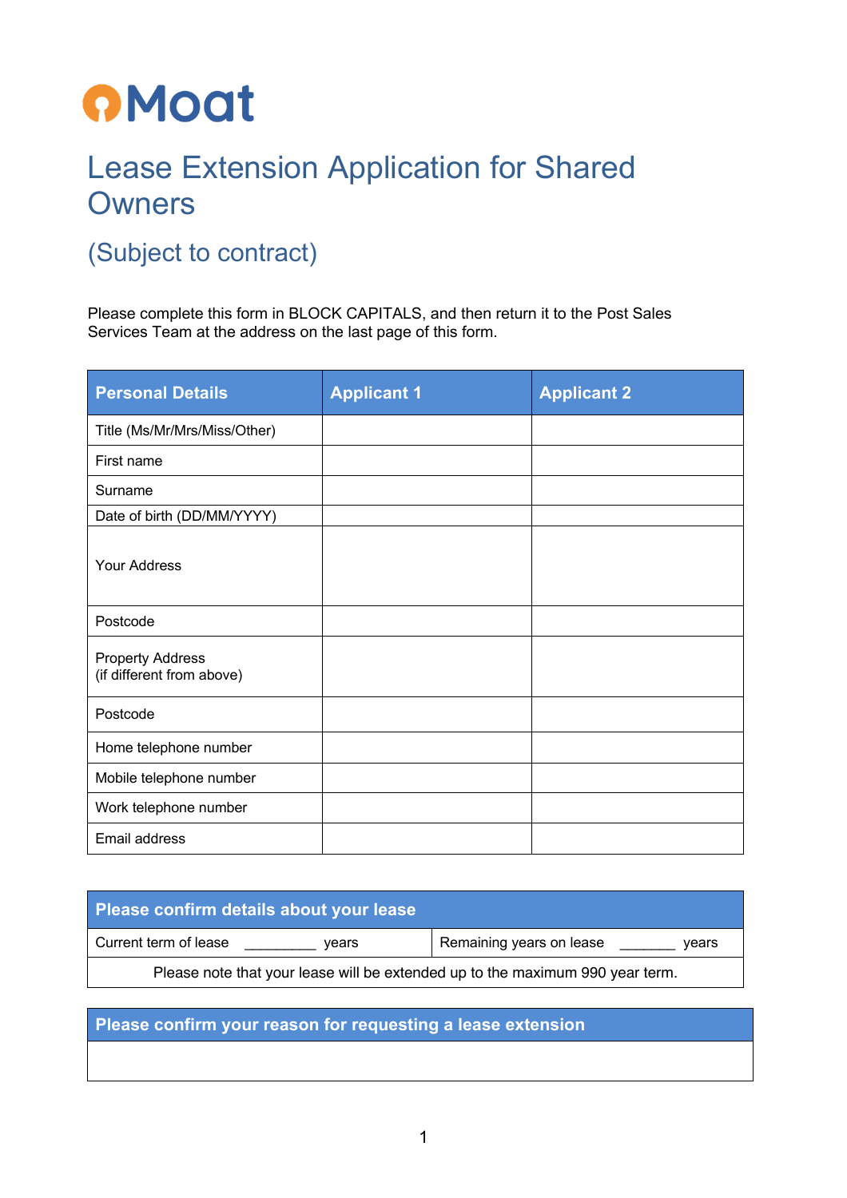Moat

# Lease Extension Application for Shared Owners

## (Subject to contract)

Please complete this form in BLOCK CAPITALS, and then return it to the Post Sales Services Team at the address on the last page of this form.

| Personal Details | Applicant 1 | Applicant 2 |
|---|---|---|
| Title (Ms/Mr/Mrs/Miss/Other) | | |
| First name | | |
| Surname | | |
| Date of birth (DD/MM/YYYY) | | |
| Your Address | | |
| Postcode | | |
| Property Address (if different from above) | | |
| Postcode | | |
| Home telephone number | | |
| Mobile telephone number | | |
| Work telephone number | | |
| Email address | | |

| Please confirm details about your lease | |
|---|---|
| Current term of lease _________ years | Remaining years on lease _______ years |
| Please note that your lease will be extended up to the maximum 990 year term. | |

| Please confirm your reason for requesting a lease extension |
|---|
| |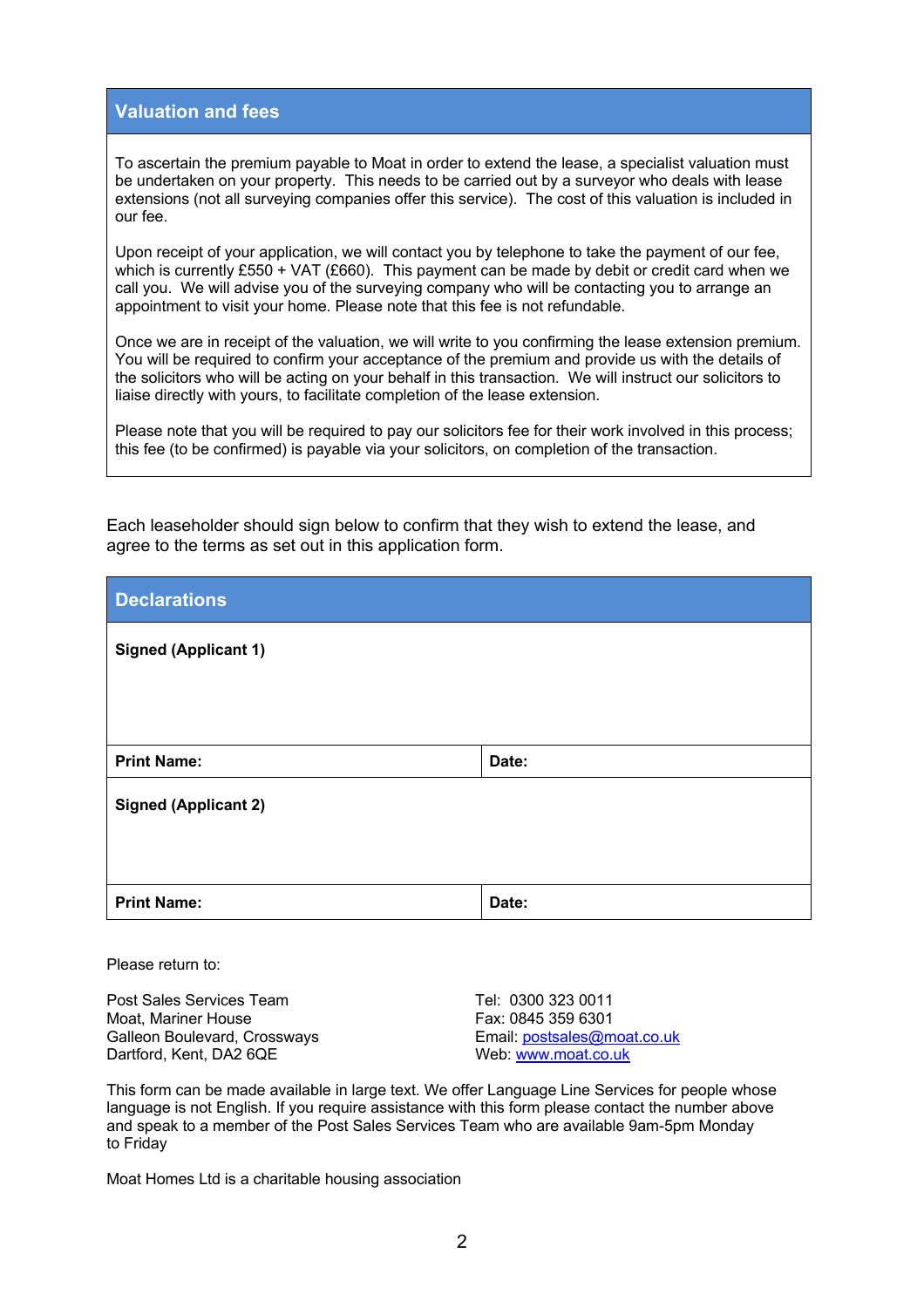## Valuation and fees

To ascertain the premium payable to Moat in order to extend the lease, a specialist valuation must be undertaken on your property. This needs to be carried out by a surveyor who deals with lease extensions (not all surveying companies offer this service). The cost of this valuation is included in our fee.

Upon receipt of your application, we will contact you by telephone to take the payment of our fee, which is currently £550 + VAT (£660). This payment can be made by debit or credit card when we call you. We will advise you of the surveying company who will be contacting you to arrange an appointment to visit your home. Please note that this fee is not refundable.

Once we are in receipt of the valuation, we will write to you confirming the lease extension premium. You will be required to confirm your acceptance of the premium and provide us with the details of the solicitors who will be acting on your behalf in this transaction. We will instruct our solicitors to liaise directly with yours, to facilitate completion of the lease extension.

Please note that you will be required to pay our solicitors fee for their work involved in this process; this fee (to be confirmed) is payable via your solicitors, on completion of the transaction.

Each leaseholder should sign below to confirm that they wish to extend the lease, and agree to the terms as set out in this application form.

## Declarations

| | |
|---|---|
| **Signed (Applicant 1)** | |
| **Print Name:** | **Date:** |
| **Signed (Applicant 2)** | |
| **Print Name:** | **Date:** |

Please return to:

Post Sales Services Team
Moat, Mariner House
Galleon Boulevard, Crossways
Dartford, Kent, DA2 6QE

Tel: 0300 323 0011
Fax: 0845 359 6301
Email: postsales@moat.co.uk
Web: www.moat.co.uk

This form can be made available in large text. We offer Language Line Services for people whose language is not English. If you require assistance with this form please contact the number above and speak to a member of the Post Sales Services Team who are available 9am-5pm Monday to Friday

Moat Homes Ltd is a charitable housing association